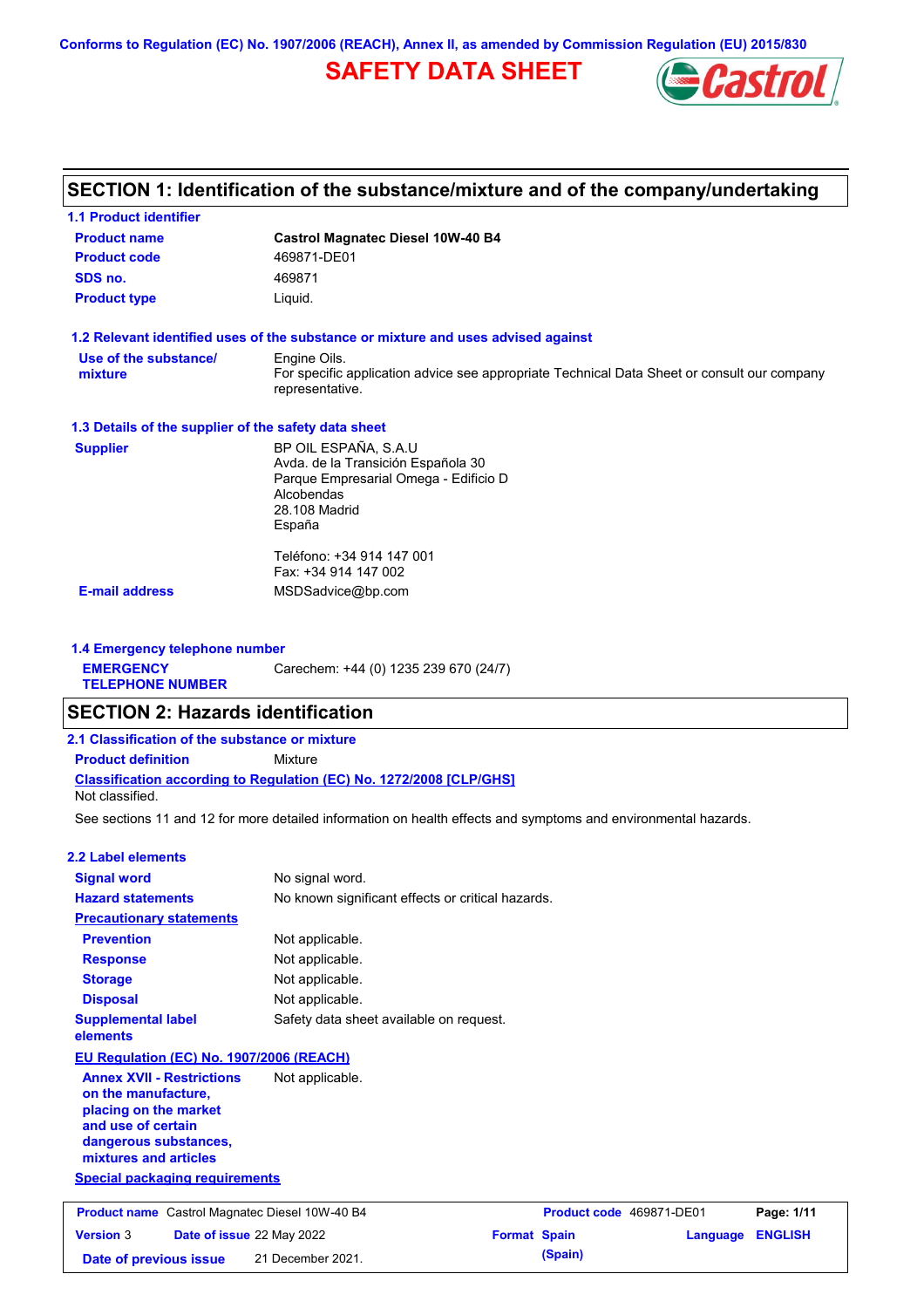Conforms to Regulation (EC) No. 1907/2006 (REACH), Annex II, as amended by Commission Regulation (EU) 2015/830

# SAFETY DATA SHEET

## SECTION 1: Identification of the substance/mixture and of the company/undertaking

### 1.1 Product identifier

| | |
|---|---|
| **Product name** | **Castrol Magnatec Diesel 10W-40 B4** |
| **Product code** | 469871-DE01 |
| **SDS no.** | 469871 |
| **Product type** | Liquid. |

### 1.2 Relevant identified uses of the substance or mixture and uses advised against

**Use of the substance/ mixture**: Engine Oils.
For specific application advice see appropriate Technical Data Sheet or consult our company representative.

### 1.3 Details of the supplier of the safety data sheet

**Supplier**:
BP OIL ESPAÑA, S.A.U
Avda. de la Transición Española 30
Parque Empresarial Omega - Edificio D
Alcobendas
28.108 Madrid
España

Teléfono: +34 914 147 001
Fax: +34 914 147 002

**E-mail address**: MSDSadvice@bp.com

### 1.4 Emergency telephone number

**EMERGENCY TELEPHONE NUMBER**: Carechem: +44 (0) 1235 239 670 (24/7)

## SECTION 2: Hazards identification

### 2.1 Classification of the substance or mixture

**Product definition**: Mixture

**Classification according to Regulation (EC) No. 1272/2008 [CLP/GHS]**

Not classified.

See sections 11 and 12 for more detailed information on health effects and symptoms and environmental hazards.

### 2.2 Label elements

| | |
|---|---|
| **Signal word** | No signal word. |
| **Hazard statements** | No known significant effects or critical hazards. |

**Precautionary statements**

| | |
|---|---|
| **Prevention** | Not applicable. |
| **Response** | Not applicable. |
| **Storage** | Not applicable. |
| **Disposal** | Not applicable. |
| **Supplemental label elements** | Safety data sheet available on request. |

**EU Regulation (EC) No. 1907/2006 (REACH)**

**Annex XVII - Restrictions on the manufacture, placing on the market and use of certain dangerous substances, mixtures and articles**: Not applicable.

**Special packaging requirements**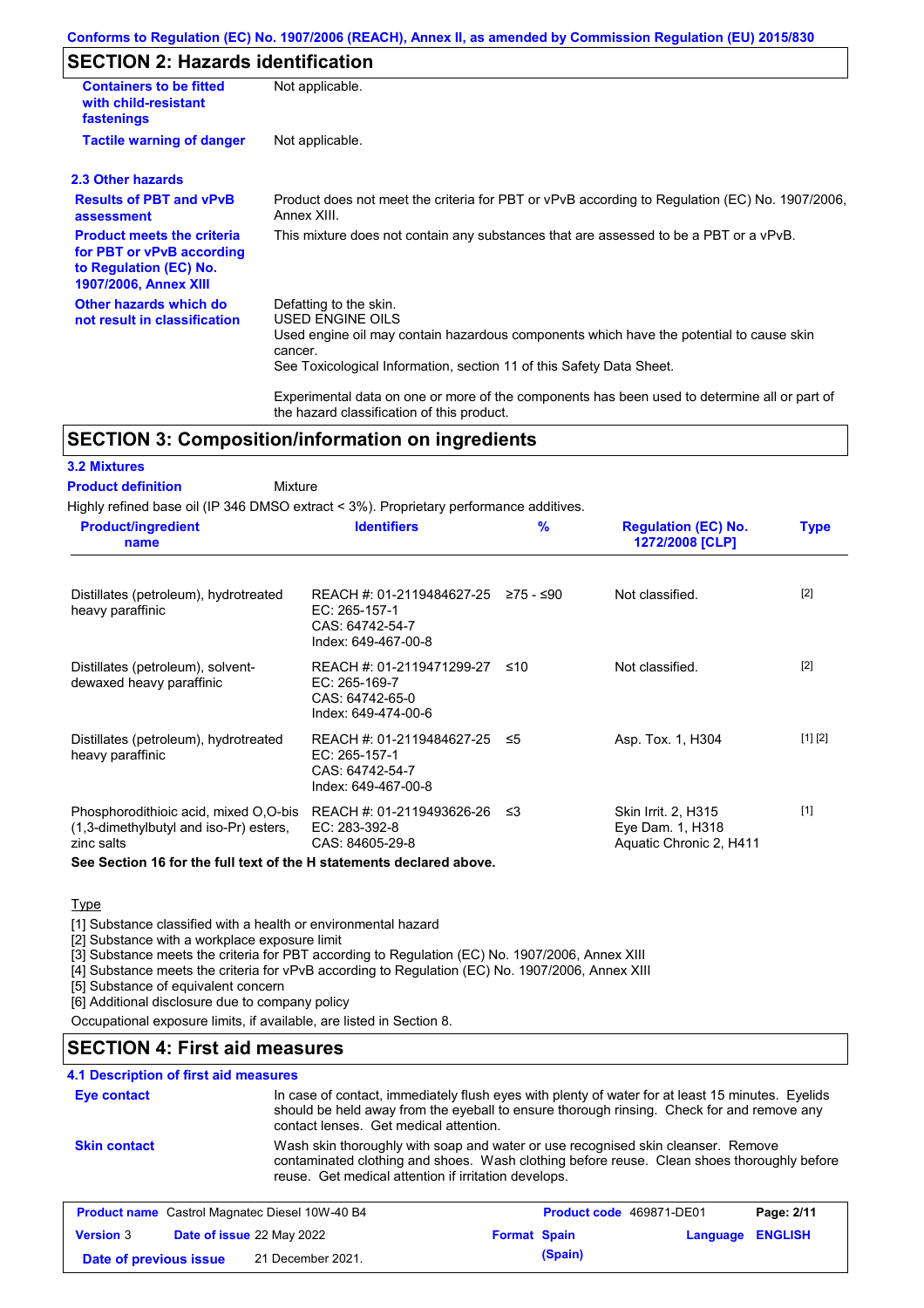## SECTION 2: Hazards identification

| | |
|---|---|
| **Containers to be fitted with child-resistant fastenings** | Not applicable. |
| **Tactile warning of danger** | Not applicable. |

### 2.3 Other hazards

| | |
|---|---|
| **Results of PBT and vPvB assessment** | Product does not meet the criteria for PBT or vPvB according to Regulation (EC) No. 1907/2006, Annex XIII. |
| **Product meets the criteria for PBT or vPvB according to Regulation (EC) No. 1907/2006, Annex XIII** | This mixture does not contain any substances that are assessed to be a PBT or a vPvB. |
| **Other hazards which do not result in classification** | Defatting to the skin. USED ENGINE OILS Used engine oil may contain hazardous components which have the potential to cause skin cancer. See Toxicological Information, section 11 of this Safety Data Sheet. Experimental data on one or more of the components has been used to determine all or part of the hazard classification of this product. |

## SECTION 3: Composition/information on ingredients

### 3.2 Mixtures

**Product definition** Mixture

Highly refined base oil (IP 346 DMSO extract < 3%). Proprietary performance additives.

| Product/ingredient name | Identifiers | % | Regulation (EC) No. 1272/2008 [CLP] | Type |
|---|---|---|---|---|
| Distillates (petroleum), hydrotreated heavy paraffinic | REACH #: 01-2119484627-25 EC: 265-157-1 CAS: 64742-54-7 Index: 649-467-00-8 | ≥75 - ≤90 | Not classified. | [2] |
| Distillates (petroleum), solvent-dewaxed heavy paraffinic | REACH #: 01-2119471299-27 EC: 265-169-7 CAS: 64742-65-0 Index: 649-474-00-6 | ≤10 | Not classified. | [2] |
| Distillates (petroleum), hydrotreated heavy paraffinic | REACH #: 01-2119484627-25 EC: 265-157-1 CAS: 64742-54-7 Index: 649-467-00-8 | ≤5 | Asp. Tox. 1, H304 | [1] [2] |
| Phosphorodithioic acid, mixed O,O-bis (1,3-dimethylbutyl and iso-Pr) esters, zinc salts | REACH #: 01-2119493626-26 EC: 283-392-8 CAS: 84605-29-8 | ≤3 | Skin Irrit. 2, H315 Eye Dam. 1, H318 Aquatic Chronic 2, H411 | [1] |

**See Section 16 for the full text of the H statements declared above.**

Type

[1] Substance classified with a health or environmental hazard
[2] Substance with a workplace exposure limit
[3] Substance meets the criteria for PBT according to Regulation (EC) No. 1907/2006, Annex XIII
[4] Substance meets the criteria for vPvB according to Regulation (EC) No. 1907/2006, Annex XIII
[5] Substance of equivalent concern
[6] Additional disclosure due to company policy

Occupational exposure limits, if available, are listed in Section 8.

## SECTION 4: First aid measures

### 4.1 Description of first aid measures

| | |
|---|---|
| **Eye contact** | In case of contact, immediately flush eyes with plenty of water for at least 15 minutes. Eyelids should be held away from the eyeball to ensure thorough rinsing. Check for and remove any contact lenses. Get medical attention. |
| **Skin contact** | Wash skin thoroughly with soap and water or use recognised skin cleanser. Remove contaminated clothing and shoes. Wash clothing before reuse. Clean shoes thoroughly before reuse. Get medical attention if irritation develops. |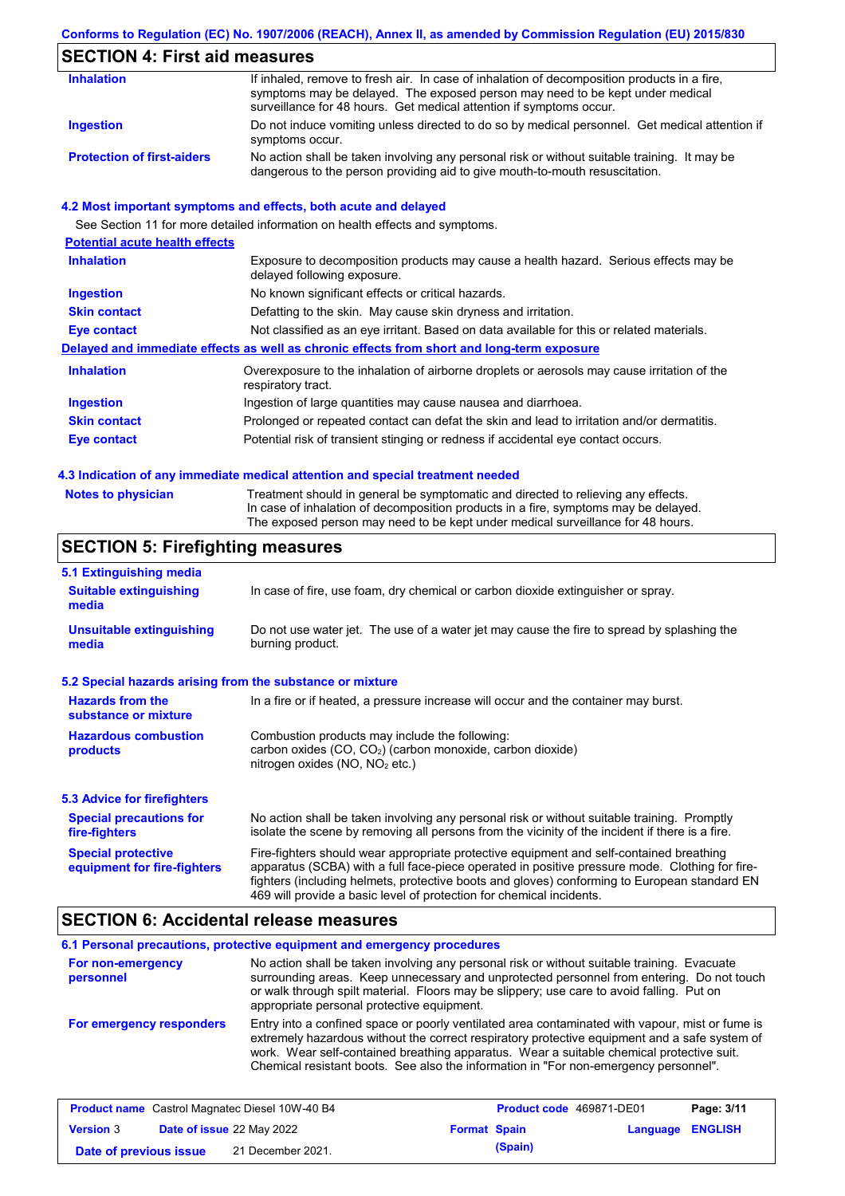## SECTION 4: First aid measures

| | |
|---|---|
| **Inhalation** | If inhaled, remove to fresh air. In case of inhalation of decomposition products in a fire, symptoms may be delayed. The exposed person may need to be kept under medical surveillance for 48 hours. Get medical attention if symptoms occur. |
| **Ingestion** | Do not induce vomiting unless directed to do so by medical personnel. Get medical attention if symptoms occur. |
| **Protection of first-aiders** | No action shall be taken involving any personal risk or without suitable training. It may be dangerous to the person providing aid to give mouth-to-mouth resuscitation. |

### 4.2 Most important symptoms and effects, both acute and delayed

See Section 11 for more detailed information on health effects and symptoms.

**Potential acute health effects**

| | |
|---|---|
| **Inhalation** | Exposure to decomposition products may cause a health hazard. Serious effects may be delayed following exposure. |
| **Ingestion** | No known significant effects or critical hazards. |
| **Skin contact** | Defatting to the skin. May cause skin dryness and irritation. |
| **Eye contact** | Not classified as an eye irritant. Based on data available for this or related materials. |

**Delayed and immediate effects as well as chronic effects from short and long-term exposure**

| | |
|---|---|
| **Inhalation** | Overexposure to the inhalation of airborne droplets or aerosols may cause irritation of the respiratory tract. |
| **Ingestion** | Ingestion of large quantities may cause nausea and diarrhoea. |
| **Skin contact** | Prolonged or repeated contact can defat the skin and lead to irritation and/or dermatitis. |
| **Eye contact** | Potential risk of transient stinging or redness if accidental eye contact occurs. |

### 4.3 Indication of any immediate medical attention and special treatment needed

| | |
|---|---|
| **Notes to physician** | Treatment should in general be symptomatic and directed to relieving any effects. In case of inhalation of decomposition products in a fire, symptoms may be delayed. The exposed person may need to be kept under medical surveillance for 48 hours. |

## SECTION 5: Firefighting measures

### 5.1 Extinguishing media

| | |
|---|---|
| **Suitable extinguishing media** | In case of fire, use foam, dry chemical or carbon dioxide extinguisher or spray. |
| **Unsuitable extinguishing media** | Do not use water jet. The use of a water jet may cause the fire to spread by splashing the burning product. |

### 5.2 Special hazards arising from the substance or mixture

| | |
|---|---|
| **Hazards from the substance or mixture** | In a fire or if heated, a pressure increase will occur and the container may burst. |
| **Hazardous combustion products** | Combustion products may include the following: carbon oxides (CO, $CO_2$) (carbon monoxide, carbon dioxide) nitrogen oxides (NO, $NO_2$ etc.) |

### 5.3 Advice for firefighters

| | |
|---|---|
| **Special precautions for fire-fighters** | No action shall be taken involving any personal risk or without suitable training. Promptly isolate the scene by removing all persons from the vicinity of the incident if there is a fire. |
| **Special protective equipment for fire-fighters** | Fire-fighters should wear appropriate protective equipment and self-contained breathing apparatus (SCBA) with a full face-piece operated in positive pressure mode. Clothing for fire-fighters (including helmets, protective boots and gloves) conforming to European standard EN 469 will provide a basic level of protection for chemical incidents. |

## SECTION 6: Accidental release measures

### 6.1 Personal precautions, protective equipment and emergency procedures

| | |
|---|---|
| **For non-emergency personnel** | No action shall be taken involving any personal risk or without suitable training. Evacuate surrounding areas. Keep unnecessary and unprotected personnel from entering. Do not touch or walk through spilt material. Floors may be slippery; use care to avoid falling. Put on appropriate personal protective equipment. |
| **For emergency responders** | Entry into a confined space or poorly ventilated area contaminated with vapour, mist or fume is extremely hazardous without the correct respiratory protective equipment and a safe system of work. Wear self-contained breathing apparatus. Wear a suitable chemical protective suit. Chemical resistant boots. See also the information in "For non-emergency personnel". |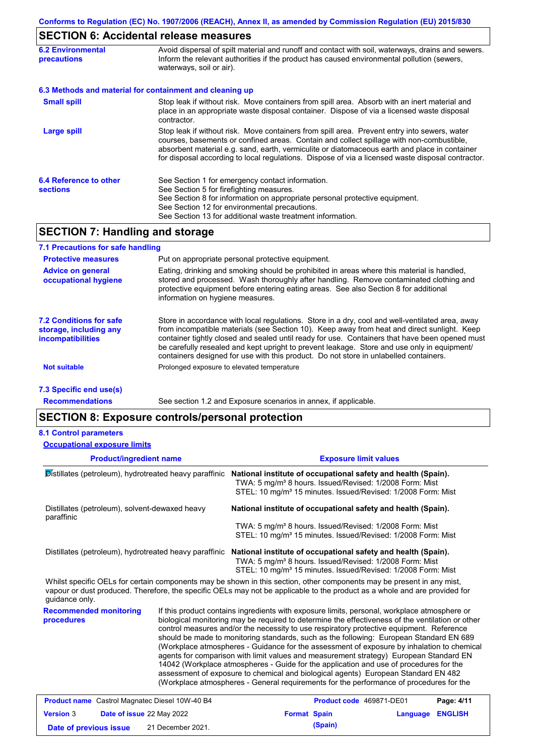## SECTION 6: Accidental release measures

**6.2 Environmental precautions**

Avoid dispersal of spilt material and runoff and contact with soil, waterways, drains and sewers. Inform the relevant authorities if the product has caused environmental pollution (sewers, waterways, soil or air).

**6.3 Methods and material for containment and cleaning up**

**Small spill**

Stop leak if without risk. Move containers from spill area. Absorb with an inert material and place in an appropriate waste disposal container. Dispose of via a licensed waste disposal contractor.

**Large spill**

Stop leak if without risk. Move containers from spill area. Prevent entry into sewers, water courses, basements or confined areas. Contain and collect spillage with non-combustible, absorbent material e.g. sand, earth, vermiculite or diatomaceous earth and place in container for disposal according to local regulations. Dispose of via a licensed waste disposal contractor.

**6.4 Reference to other sections**

See Section 1 for emergency contact information.
See Section 5 for firefighting measures.
See Section 8 for information on appropriate personal protective equipment.
See Section 12 for environmental precautions.
See Section 13 for additional waste treatment information.

## SECTION 7: Handling and storage

**7.1 Precautions for safe handling**

**Protective measures**

Put on appropriate personal protective equipment.

**Advice on general occupational hygiene**

Eating, drinking and smoking should be prohibited in areas where this material is handled, stored and processed. Wash thoroughly after handling. Remove contaminated clothing and protective equipment before entering eating areas. See also Section 8 for additional information on hygiene measures.

**7.2 Conditions for safe storage, including any incompatibilities**

Store in accordance with local regulations. Store in a dry, cool and well-ventilated area, away from incompatible materials (see Section 10). Keep away from heat and direct sunlight. Keep container tightly closed and sealed until ready for use. Containers that have been opened must be carefully resealed and kept upright to prevent leakage. Store and use only in equipment/containers designed for use with this product. Do not store in unlabelled containers.

**Not suitable**

Prolonged exposure to elevated temperature

**7.3 Specific end use(s)**

**Recommendations**

See section 1.2 and Exposure scenarios in annex, if applicable.

## SECTION 8: Exposure controls/personal protection

**8.1 Control parameters**

**Occupational exposure limits**

| Product/ingredient name | Exposure limit values |
|---|---|
| Distillates (petroleum), hydrotreated heavy paraffinic | **National institute of occupational safety and health (Spain).**<br>TWA: 5 mg/m³ 8 hours. Issued/Revised: 1/2008 Form: Mist<br>STEL: 10 mg/m³ 15 minutes. Issued/Revised: 1/2008 Form: Mist |
| Distillates (petroleum), solvent-dewaxed heavy paraffinic | **National institute of occupational safety and health (Spain).**<br>TWA: 5 mg/m³ 8 hours. Issued/Revised: 1/2008 Form: Mist<br>STEL: 10 mg/m³ 15 minutes. Issued/Revised: 1/2008 Form: Mist |
| Distillates (petroleum), hydrotreated heavy paraffinic | **National institute of occupational safety and health (Spain).**<br>TWA: 5 mg/m³ 8 hours. Issued/Revised: 1/2008 Form: Mist<br>STEL: 10 mg/m³ 15 minutes. Issued/Revised: 1/2008 Form: Mist |

Whilst specific OELs for certain components may be shown in this section, other components may be present in any mist, vapour or dust produced. Therefore, the specific OELs may not be applicable to the product as a whole and are provided for guidance only.

**Recommended monitoring procedures**

If this product contains ingredients with exposure limits, personal, workplace atmosphere or biological monitoring may be required to determine the effectiveness of the ventilation or other control measures and/or the necessity to use respiratory protective equipment. Reference should be made to monitoring standards, such as the following: European Standard EN 689 (Workplace atmospheres - Guidance for the assessment of exposure by inhalation to chemical agents for comparison with limit values and measurement strategy) European Standard EN 14042 (Workplace atmospheres - Guide for the application and use of procedures for the assessment of exposure to chemical and biological agents) European Standard EN 482 (Workplace atmospheres - General requirements for the performance of procedures for the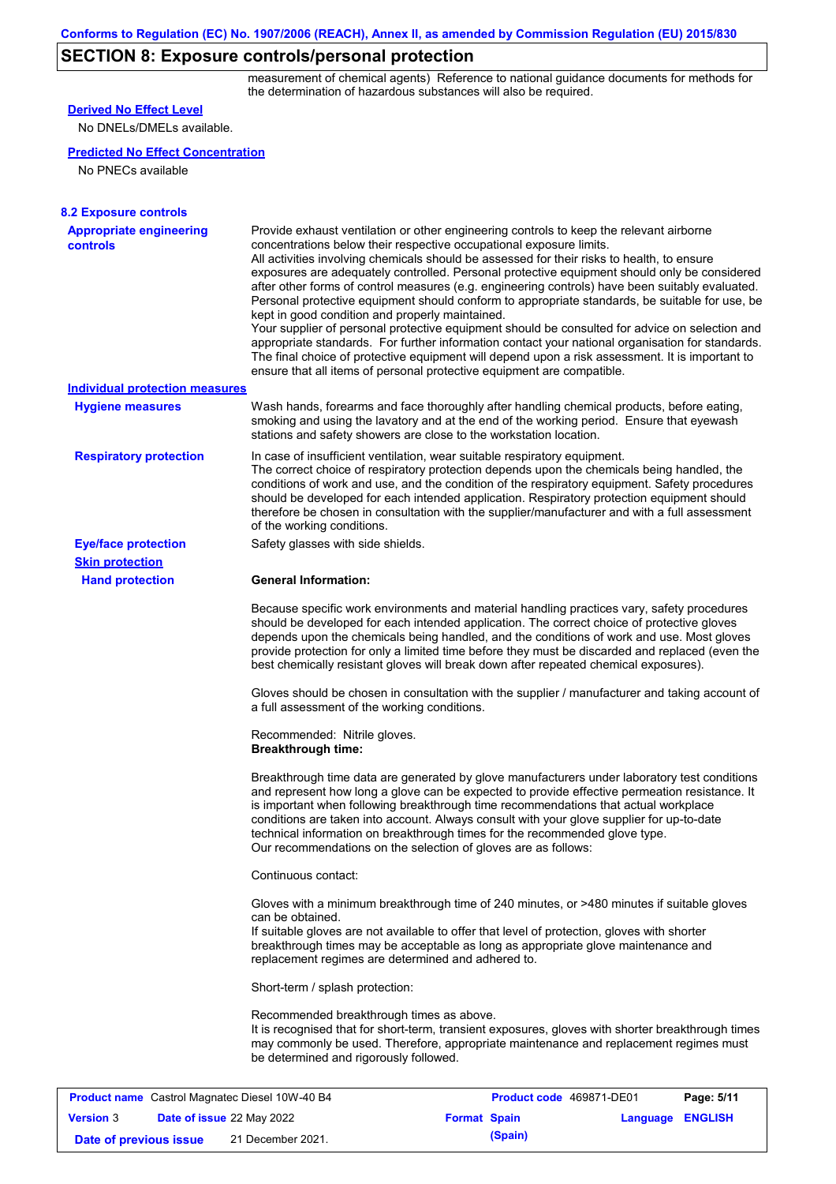## SECTION 8: Exposure controls/personal protection

measurement of chemical agents) Reference to national guidance documents for methods for the determination of hazardous substances will also be required.

**Derived No Effect Level**

No DNELs/DMELs available.

**Predicted No Effect Concentration**

No PNECs available

### 8.2 Exposure controls

**Appropriate engineering controls**

Provide exhaust ventilation or other engineering controls to keep the relevant airborne concentrations below their respective occupational exposure limits.
All activities involving chemicals should be assessed for their risks to health, to ensure exposures are adequately controlled. Personal protective equipment should only be considered after other forms of control measures (e.g. engineering controls) have been suitably evaluated. Personal protective equipment should conform to appropriate standards, be suitable for use, be kept in good condition and properly maintained.
Your supplier of personal protective equipment should be consulted for advice on selection and appropriate standards. For further information contact your national organisation for standards.
The final choice of protective equipment will depend upon a risk assessment. It is important to ensure that all items of personal protective equipment are compatible.

**Individual protection measures**

**Hygiene measures**

Wash hands, forearms and face thoroughly after handling chemical products, before eating, smoking and using the lavatory and at the end of the working period. Ensure that eyewash stations and safety showers are close to the workstation location.

**Respiratory protection**

In case of insufficient ventilation, wear suitable respiratory equipment.
The correct choice of respiratory protection depends upon the chemicals being handled, the conditions of work and use, and the condition of the respiratory equipment. Safety procedures should be developed for each intended application. Respiratory protection equipment should therefore be chosen in consultation with the supplier/manufacturer and with a full assessment of the working conditions.

**Eye/face protection**

Safety glasses with side shields.

**Skin protection**

**Hand protection**

**General Information:**

Because specific work environments and material handling practices vary, safety procedures should be developed for each intended application. The correct choice of protective gloves depends upon the chemicals being handled, and the conditions of work and use. Most gloves provide protection for only a limited time before they must be discarded and replaced (even the best chemically resistant gloves will break down after repeated chemical exposures).

Gloves should be chosen in consultation with the supplier / manufacturer and taking account of a full assessment of the working conditions.

Recommended: Nitrile gloves.
**Breakthrough time:**

Breakthrough time data are generated by glove manufacturers under laboratory test conditions and represent how long a glove can be expected to provide effective permeation resistance. It is important when following breakthrough time recommendations that actual workplace conditions are taken into account. Always consult with your glove supplier for up-to-date technical information on breakthrough times for the recommended glove type.
Our recommendations on the selection of gloves are as follows:

Continuous contact:

Gloves with a minimum breakthrough time of 240 minutes, or >480 minutes if suitable gloves can be obtained.
If suitable gloves are not available to offer that level of protection, gloves with shorter breakthrough times may be acceptable as long as appropriate glove maintenance and replacement regimes are determined and adhered to.

Short-term / splash protection:

Recommended breakthrough times as above.
It is recognised that for short-term, transient exposures, gloves with shorter breakthrough times may commonly be used. Therefore, appropriate maintenance and replacement regimes must be determined and rigorously followed.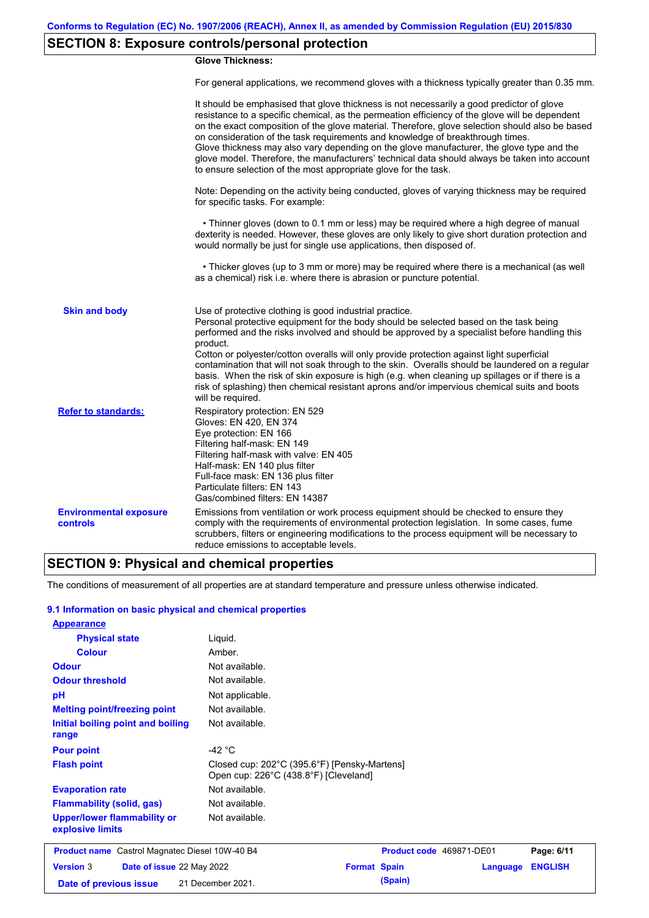## SECTION 8: Exposure controls/personal protection

**Glove Thickness:**

For general applications, we recommend gloves with a thickness typically greater than 0.35 mm.

It should be emphasised that glove thickness is not necessarily a good predictor of glove resistance to a specific chemical, as the permeation efficiency of the glove will be dependent on the exact composition of the glove material. Therefore, glove selection should also be based on consideration of the task requirements and knowledge of breakthrough times.
Glove thickness may also vary depending on the glove manufacturer, the glove type and the glove model. Therefore, the manufacturers' technical data should always be taken into account to ensure selection of the most appropriate glove for the task.

Note: Depending on the activity being conducted, gloves of varying thickness may be required for specific tasks. For example:

• Thinner gloves (down to 0.1 mm or less) may be required where a high degree of manual dexterity is needed. However, these gloves are only likely to give short duration protection and would normally be just for single use applications, then disposed of.

• Thicker gloves (up to 3 mm or more) may be required where there is a mechanical (as well as a chemical) risk i.e. where there is abrasion or puncture potential.

**Skin and body**

Use of protective clothing is good industrial practice.
Personal protective equipment for the body should be selected based on the task being performed and the risks involved and should be approved by a specialist before handling this product.
Cotton or polyester/cotton overalls will only provide protection against light superficial contamination that will not soak through to the skin. Overalls should be laundered on a regular basis. When the risk of skin exposure is high (e.g. when cleaning up spillages or if there is a risk of splashing) then chemical resistant aprons and/or impervious chemical suits and boots will be required.

**Refer to standards:**

Respiratory protection: EN 529
Gloves: EN 420, EN 374
Eye protection: EN 166
Filtering half-mask: EN 149
Filtering half-mask with valve: EN 405
Half-mask: EN 140 plus filter
Full-face mask: EN 136 plus filter
Particulate filters: EN 143
Gas/combined filters: EN 14387

**Environmental exposure controls**

Emissions from ventilation or work process equipment should be checked to ensure they comply with the requirements of environmental protection legislation. In some cases, fume scrubbers, filters or engineering modifications to the process equipment will be necessary to reduce emissions to acceptable levels.

## SECTION 9: Physical and chemical properties

The conditions of measurement of all properties are at standard temperature and pressure unless otherwise indicated.

### 9.1 Information on basic physical and chemical properties

| Property | Value |
|---|---|
| **Appearance** | |
| Physical state | Liquid. |
| Colour | Amber. |
| Odour | Not available. |
| Odour threshold | Not available. |
| pH | Not applicable. |
| Melting point/freezing point | Not available. |
| Initial boiling point and boiling range | Not available. |
| Pour point | -42 °C |
| Flash point | Closed cup: 202°C (395.6°F) [Pensky-Martens]<br>Open cup: 226°C (438.8°F) [Cleveland] |
| Evaporation rate | Not available. |
| Flammability (solid, gas) | Not available. |
| Upper/lower flammability or explosive limits | Not available. |

| **Product name** Castrol Magnatec Diesel 10W-40 B4 | **Product code** 469871-DE01 | **Page:** 6/11 |
|---|---|---|
| **Version** 3 **Date of issue** 22 May 2022 | **Format** Spain (Spain) | **Language** ENGLISH |
| **Date of previous issue** 21 December 2021. | | |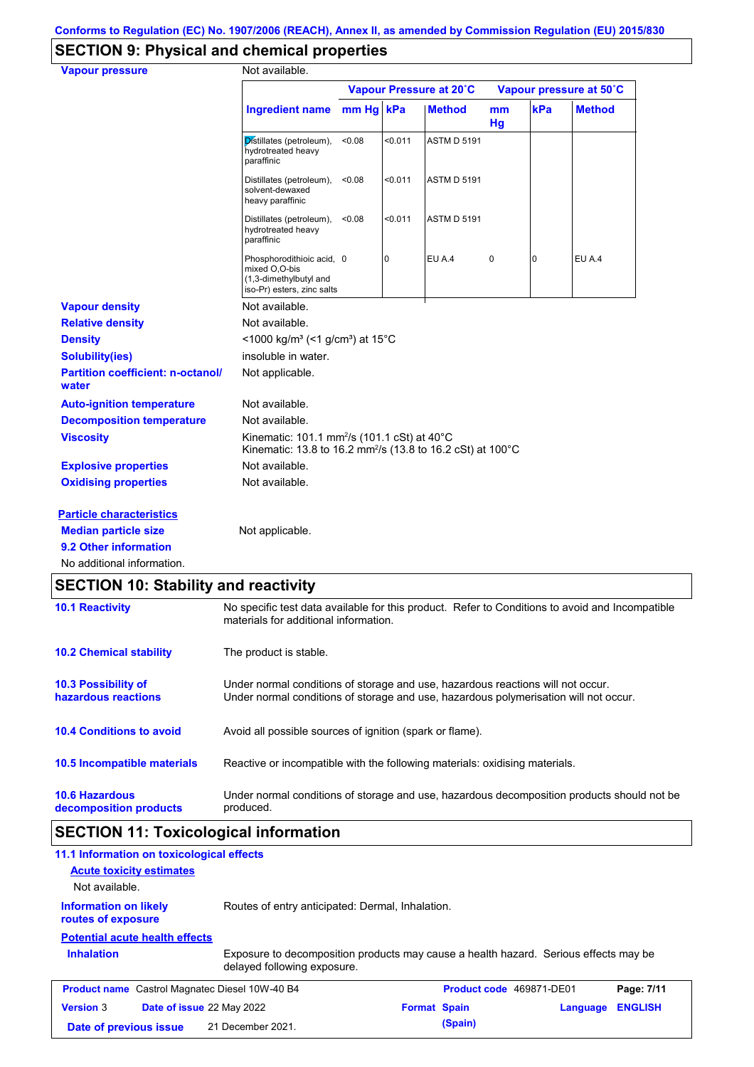Conforms to Regulation (EC) No. 1907/2006 (REACH), Annex II, as amended by Commission Regulation (EU) 2015/830

## SECTION 9: Physical and chemical properties

**Vapour pressure** Not available.

| Ingredient name | Vapour Pressure at 20˚C | | | Vapour pressure at 50˚C | | |
|---|---|---|---|---|---|---|
| | mm Hg | kPa | Method | mm Hg | kPa | Method |
| Distillates (petroleum), hydrotreated heavy paraffinic | <0.08 | <0.011 | ASTM D 5191 | | | |
| Distillates (petroleum), solvent-dewaxed heavy paraffinic | <0.08 | <0.011 | ASTM D 5191 | | | |
| Distillates (petroleum), hydrotreated heavy paraffinic | <0.08 | <0.011 | ASTM D 5191 | | | |
| Phosphorodithioic acid, mixed O,O-bis (1,3-dimethylbutyl and iso-Pr) esters, zinc salts | 0 | 0 | EU A.4 | 0 | 0 | EU A.4 |

**Vapour density** Not available.

**Relative density** Not available.

**Density** <1000 kg/m³ (<1 g/cm³) at 15°C

**Solubility(ies)** insoluble in water.

**Partition coefficient: n-octanol/water** Not applicable.

**Auto-ignition temperature** Not available.

**Decomposition temperature** Not available.

**Viscosity** Kinematic: 101.1 mm²/s (101.1 cSt) at 40°C
Kinematic: 13.8 to 16.2 mm²/s (13.8 to 16.2 cSt) at 100°C

**Explosive properties** Not available.

**Oxidising properties** Not available.

**Particle characteristics**

**Median particle size** Not applicable.

**9.2 Other information**

No additional information.

## SECTION 10: Stability and reactivity

**10.1 Reactivity** No specific test data available for this product. Refer to Conditions to avoid and Incompatible materials for additional information.

**10.2 Chemical stability** The product is stable.

**10.3 Possibility of hazardous reactions** Under normal conditions of storage and use, hazardous reactions will not occur.
Under normal conditions of storage and use, hazardous polymerisation will not occur.

**10.4 Conditions to avoid** Avoid all possible sources of ignition (spark or flame).

**10.5 Incompatible materials** Reactive or incompatible with the following materials: oxidising materials.

**10.6 Hazardous decomposition products** Under normal conditions of storage and use, hazardous decomposition products should not be produced.

## SECTION 11: Toxicological information

**11.1 Information on toxicological effects**

**Acute toxicity estimates**

Not available.

**Information on likely routes of exposure** Routes of entry anticipated: Dermal, Inhalation.

**Potential acute health effects**

**Inhalation** Exposure to decomposition products may cause a health hazard. Serious effects may be delayed following exposure.

| Product name | Castrol Magnatec Diesel 10W-40 B4 | Product code | 469871-DE01 | Page: 7/11 |
|---|---|---|---|---|
| Version 3 | Date of issue 22 May 2022 | Format Spain (Spain) | Language ENGLISH | |
| Date of previous issue | 21 December 2021. | | | |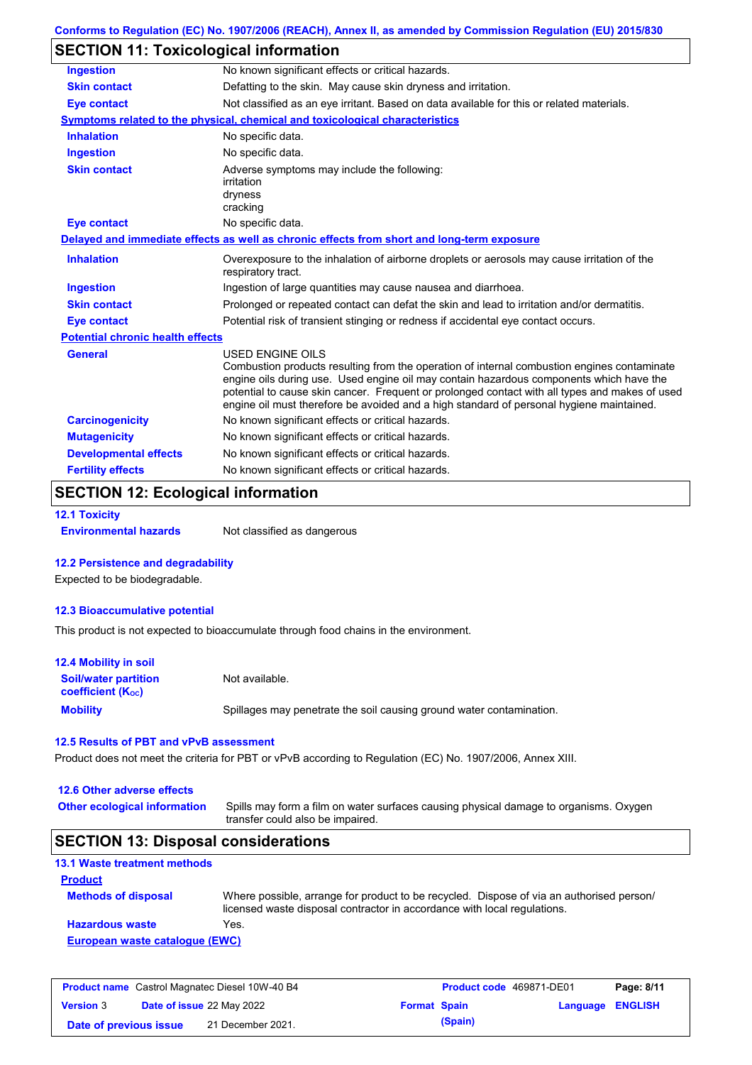Conforms to Regulation (EC) No. 1907/2006 (REACH), Annex II, as amended by Commission Regulation (EU) 2015/830

## SECTION 11: Toxicological information

| | |
|---|---|
| **Ingestion** | No known significant effects or critical hazards. |
| **Skin contact** | Defatting to the skin. May cause skin dryness and irritation. |
| **Eye contact** | Not classified as an eye irritant. Based on data available for this or related materials. |

**Symptoms related to the physical, chemical and toxicological characteristics**

| | |
|---|---|
| **Inhalation** | No specific data. |
| **Ingestion** | No specific data. |
| **Skin contact** | Adverse symptoms may include the following:<br>irritation<br>dryness<br>cracking |
| **Eye contact** | No specific data. |

**Delayed and immediate effects as well as chronic effects from short and long-term exposure**

| | |
|---|---|
| **Inhalation** | Overexposure to the inhalation of airborne droplets or aerosols may cause irritation of the respiratory tract. |
| **Ingestion** | Ingestion of large quantities may cause nausea and diarrhoea. |
| **Skin contact** | Prolonged or repeated contact can defat the skin and lead to irritation and/or dermatitis. |
| **Eye contact** | Potential risk of transient stinging or redness if accidental eye contact occurs. |

**Potential chronic health effects**

| | |
|---|---|
| **General** | USED ENGINE OILS<br>Combustion products resulting from the operation of internal combustion engines contaminate engine oils during use. Used engine oil may contain hazardous components which have the potential to cause skin cancer. Frequent or prolonged contact with all types and makes of used engine oil must therefore be avoided and a high standard of personal hygiene maintained. |
| **Carcinogenicity** | No known significant effects or critical hazards. |
| **Mutagenicity** | No known significant effects or critical hazards. |
| **Developmental effects** | No known significant effects or critical hazards. |
| **Fertility effects** | No known significant effects or critical hazards. |

## SECTION 12: Ecological information

### 12.1 Toxicity

**Environmental hazards** Not classified as dangerous

### 12.2 Persistence and degradability

Expected to be biodegradable.

### 12.3 Bioaccumulative potential

This product is not expected to bioaccumulate through food chains in the environment.

### 12.4 Mobility in soil

| | |
|---|---|
| **Soil/water partition coefficient ($K_{OC}$)** | Not available. |
| **Mobility** | Spillages may penetrate the soil causing ground water contamination. |

### 12.5 Results of PBT and vPvB assessment

Product does not meet the criteria for PBT or vPvB according to Regulation (EC) No. 1907/2006, Annex XIII.

### 12.6 Other adverse effects

**Other ecological information** Spills may form a film on water surfaces causing physical damage to organisms. Oxygen transfer could also be impaired.

## SECTION 13: Disposal considerations

### 13.1 Waste treatment methods

**Product**

| | |
|---|---|
| **Methods of disposal** | Where possible, arrange for product to be recycled. Dispose of via an authorised person/ licensed waste disposal contractor in accordance with local regulations. |
| **Hazardous waste** | Yes. |

**European waste catalogue (EWC)**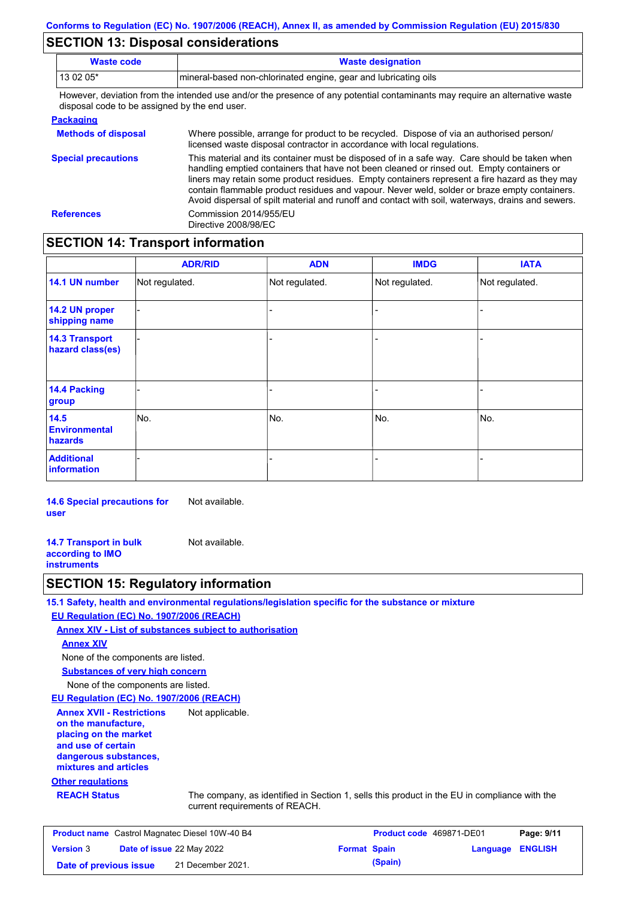## SECTION 13: Disposal considerations

| Waste code | Waste designation |
| --- | --- |
| 13 02 05* | mineral-based non-chlorinated engine, gear and lubricating oils |

However, deviation from the intended use and/or the presence of any potential contaminants may require an alternative waste disposal code to be assigned by the end user.

**Packaging**

**Methods of disposal**: Where possible, arrange for product to be recycled. Dispose of via an authorised person/ licensed waste disposal contractor in accordance with local regulations.

**Special precautions**: This material and its container must be disposed of in a safe way. Care should be taken when handling emptied containers that have not been cleaned or rinsed out. Empty containers or liners may retain some product residues. Empty containers represent a fire hazard as they may contain flammable product residues and vapour. Never weld, solder or braze empty containers. Avoid dispersal of spilt material and runoff and contact with soil, waterways, drains and sewers.

**References**: Commission 2014/955/EU
Directive 2008/98/EC

## SECTION 14: Transport information

| | ADR/RID | ADN | IMDG | IATA |
| --- | --- | --- | --- | --- |
| **14.1 UN number** | Not regulated. | Not regulated. | Not regulated. | Not regulated. |
| **14.2 UN proper shipping name** | - | - | - | - |
| **14.3 Transport hazard class(es)** | - | - | - | - |
| **14.4 Packing group** | - | - | - | - |
| **14.5 Environmental hazards** | No. | No. | No. | No. |
| **Additional information** | - | - | - | - |

**14.6 Special precautions for user**: Not available.

**14.7 Transport in bulk according to IMO instruments**: Not available.

## SECTION 15: Regulatory information

**15.1 Safety, health and environmental regulations/legislation specific for the substance or mixture**

**EU Regulation (EC) No. 1907/2006 (REACH)**

**Annex XIV - List of substances subject to authorisation**

**Annex XIV**

None of the components are listed.

**Substances of very high concern**

None of the components are listed.

**EU Regulation (EC) No. 1907/2006 (REACH)**

**Annex XVII - Restrictions on the manufacture, placing on the market and use of certain dangerous substances, mixtures and articles**: Not applicable.

**Other regulations**

**REACH Status**: The company, as identified in Section 1, sells this product in the EU in compliance with the current requirements of REACH.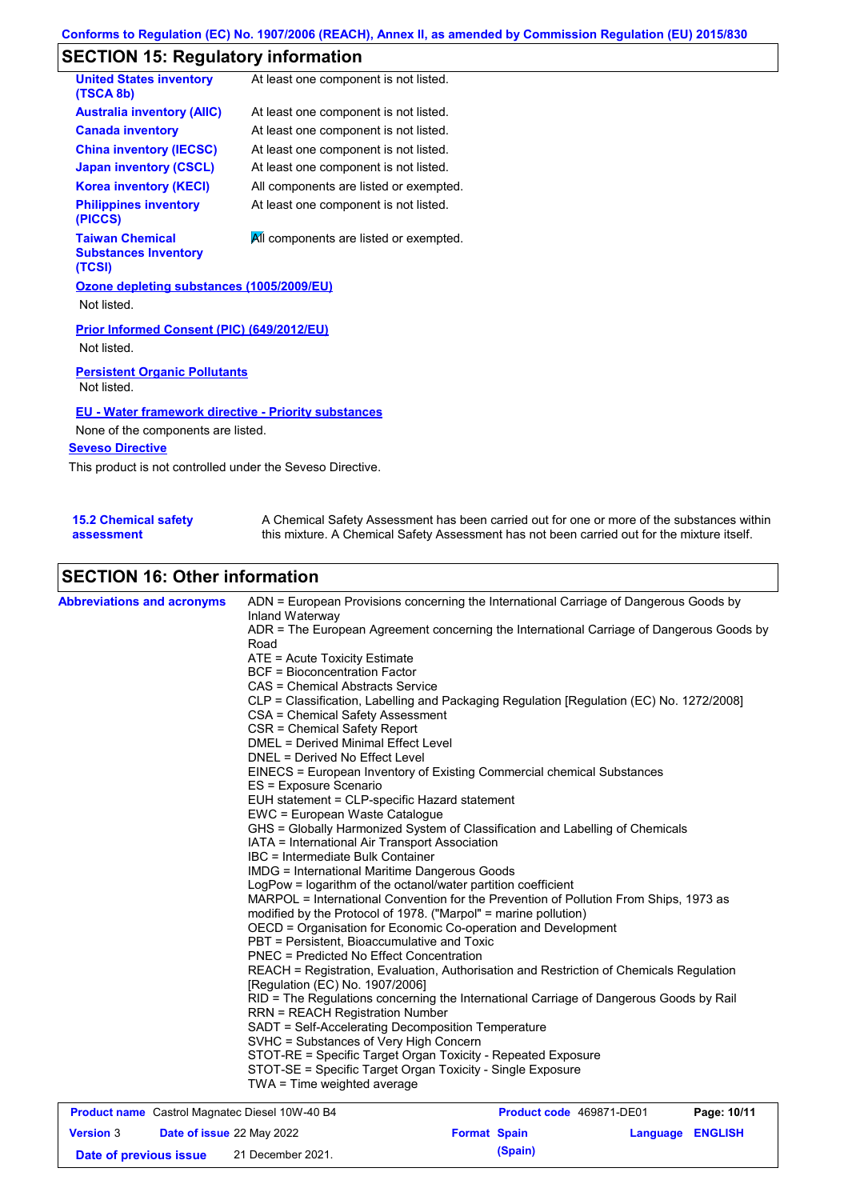## SECTION 15: Regulatory information

| | |
|---|---|
| **United States inventory (TSCA 8b)** | At least one component is not listed. |
| **Australia inventory (AIIC)** | At least one component is not listed. |
| **Canada inventory** | At least one component is not listed. |
| **China inventory (IECSC)** | At least one component is not listed. |
| **Japan inventory (CSCL)** | At least one component is not listed. |
| **Korea inventory (KECI)** | All components are listed or exempted. |
| **Philippines inventory (PICCS)** | At least one component is not listed. |
| **Taiwan Chemical Substances Inventory (TCSI)** | All components are listed or exempted. |

**Ozone depleting substances (1005/2009/EU)**

Not listed.

**Prior Informed Consent (PIC) (649/2012/EU)**

Not listed.

**Persistent Organic Pollutants**

Not listed.

**EU - Water framework directive - Priority substances**

None of the components are listed.

**Seveso Directive**

This product is not controlled under the Seveso Directive.

**15.2 Chemical safety assessment** — A Chemical Safety Assessment has been carried out for one or more of the substances within this mixture. A Chemical Safety Assessment has not been carried out for the mixture itself.

## SECTION 16: Other information

**Abbreviations and acronyms**

ADN = European Provisions concerning the International Carriage of Dangerous Goods by Inland Waterway
ADR = The European Agreement concerning the International Carriage of Dangerous Goods by Road
ATE = Acute Toxicity Estimate
BCF = Bioconcentration Factor
CAS = Chemical Abstracts Service
CLP = Classification, Labelling and Packaging Regulation [Regulation (EC) No. 1272/2008]
CSA = Chemical Safety Assessment
CSR = Chemical Safety Report
DMEL = Derived Minimal Effect Level
DNEL = Derived No Effect Level
EINECS = European Inventory of Existing Commercial chemical Substances
ES = Exposure Scenario
EUH statement = CLP-specific Hazard statement
EWC = European Waste Catalogue
GHS = Globally Harmonized System of Classification and Labelling of Chemicals
IATA = International Air Transport Association
IBC = Intermediate Bulk Container
IMDG = International Maritime Dangerous Goods
LogPow = logarithm of the octanol/water partition coefficient
MARPOL = International Convention for the Prevention of Pollution From Ships, 1973 as modified by the Protocol of 1978. ("Marpol" = marine pollution)
OECD = Organisation for Economic Co-operation and Development
PBT = Persistent, Bioaccumulative and Toxic
PNEC = Predicted No Effect Concentration
REACH = Registration, Evaluation, Authorisation and Restriction of Chemicals Regulation [Regulation (EC) No. 1907/2006]
RID = The Regulations concerning the International Carriage of Dangerous Goods by Rail
RRN = REACH Registration Number
SADT = Self-Accelerating Decomposition Temperature
SVHC = Substances of Very High Concern
STOT-RE = Specific Target Organ Toxicity - Repeated Exposure
STOT-SE = Specific Target Organ Toxicity - Single Exposure
TWA = Time weighted average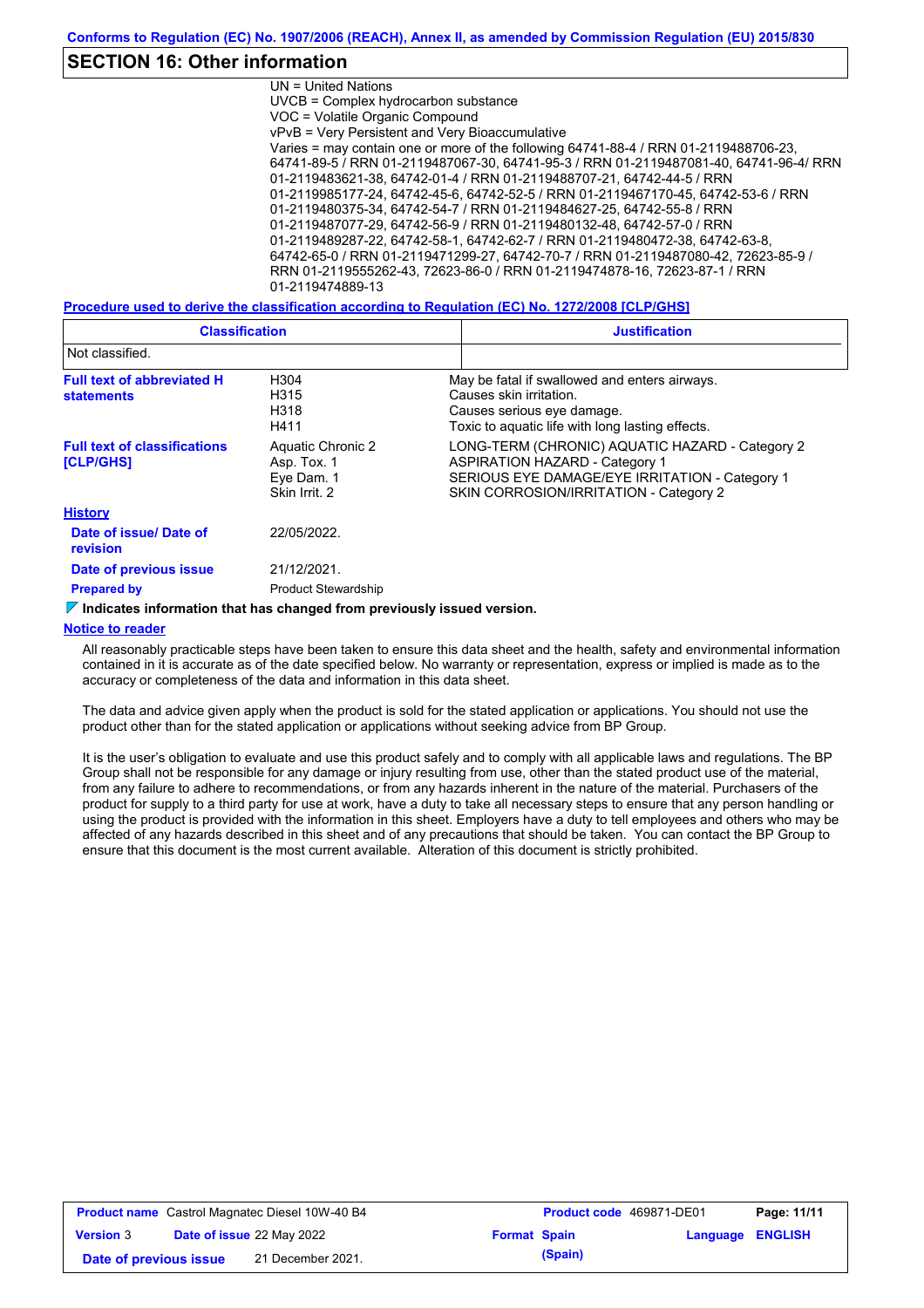## SECTION 16: Other information

UN = United Nations
UVCB = Complex hydrocarbon substance
VOC = Volatile Organic Compound
vPvB = Very Persistent and Very Bioaccumulative
Varies = may contain one or more of the following 64741-88-4 / RRN 01-2119488706-23, 64741-89-5 / RRN 01-2119487067-30, 64741-95-3 / RRN 01-2119487081-40, 64741-96-4/ RRN 01-2119483621-38, 64742-01-4 / RRN 01-2119488707-21, 64742-44-5 / RRN 01-2119985177-24, 64742-45-6, 64742-52-5 / RRN 01-2119467170-45, 64742-53-6 / RRN 01-2119480375-34, 64742-54-7 / RRN 01-2119484627-25, 64742-55-8 / RRN 01-2119487077-29, 64742-56-9 / RRN 01-2119480132-48, 64742-57-0 / RRN 01-2119489287-22, 64742-58-1, 64742-62-7 / RRN 01-2119480472-38, 64742-63-8, 64742-65-0 / RRN 01-2119471299-27, 64742-70-7 / RRN 01-2119487080-42, 72623-85-9 / RRN 01-2119555262-43, 72623-86-0 / RRN 01-2119474878-16, 72623-87-1 / RRN 01-2119474889-13

**Procedure used to derive the classification according to Regulation (EC) No. 1272/2008 [CLP/GHS]**

| Classification | Justification |
|---|---|
| Not classified. | |

**Full text of abbreviated H statements**

| | | |
|---|---|---|
| H304 | May be fatal if swallowed and enters airways. |
| H315 | Causes skin irritation. |
| H318 | Causes serious eye damage. |
| H411 | Toxic to aquatic life with long lasting effects. |

**Full text of classifications [CLP/GHS]**

| | |
|---|---|
| Aquatic Chronic 2 | LONG-TERM (CHRONIC) AQUATIC HAZARD - Category 2 |
| Asp. Tox. 1 | ASPIRATION HAZARD - Category 1 |
| Eye Dam. 1 | SERIOUS EYE DAMAGE/EYE IRRITATION - Category 1 |
| Skin Irrit. 2 | SKIN CORROSION/IRRITATION - Category 2 |

**History**

**Date of issue/ Date of revision** 22/05/2022.

**Date of previous issue** 21/12/2021.

**Prepared by** Product Stewardship

**Indicates information that has changed from previously issued version.**

**Notice to reader**

All reasonably practicable steps have been taken to ensure this data sheet and the health, safety and environmental information contained in it is accurate as of the date specified below. No warranty or representation, express or implied is made as to the accuracy or completeness of the data and information in this data sheet.

The data and advice given apply when the product is sold for the stated application or applications. You should not use the product other than for the stated application or applications without seeking advice from BP Group.

It is the user's obligation to evaluate and use this product safely and to comply with all applicable laws and regulations. The BP Group shall not be responsible for any damage or injury resulting from use, other than the stated product use of the material, from any failure to adhere to recommendations, or from any hazards inherent in the nature of the material. Purchasers of the product for supply to a third party for use at work, have a duty to take all necessary steps to ensure that any person handling or using the product is provided with the information in this sheet. Employers have a duty to tell employees and others who may be affected of any hazards described in this sheet and of any precautions that should be taken. You can contact the BP Group to ensure that this document is the most current available. Alteration of this document is strictly prohibited.